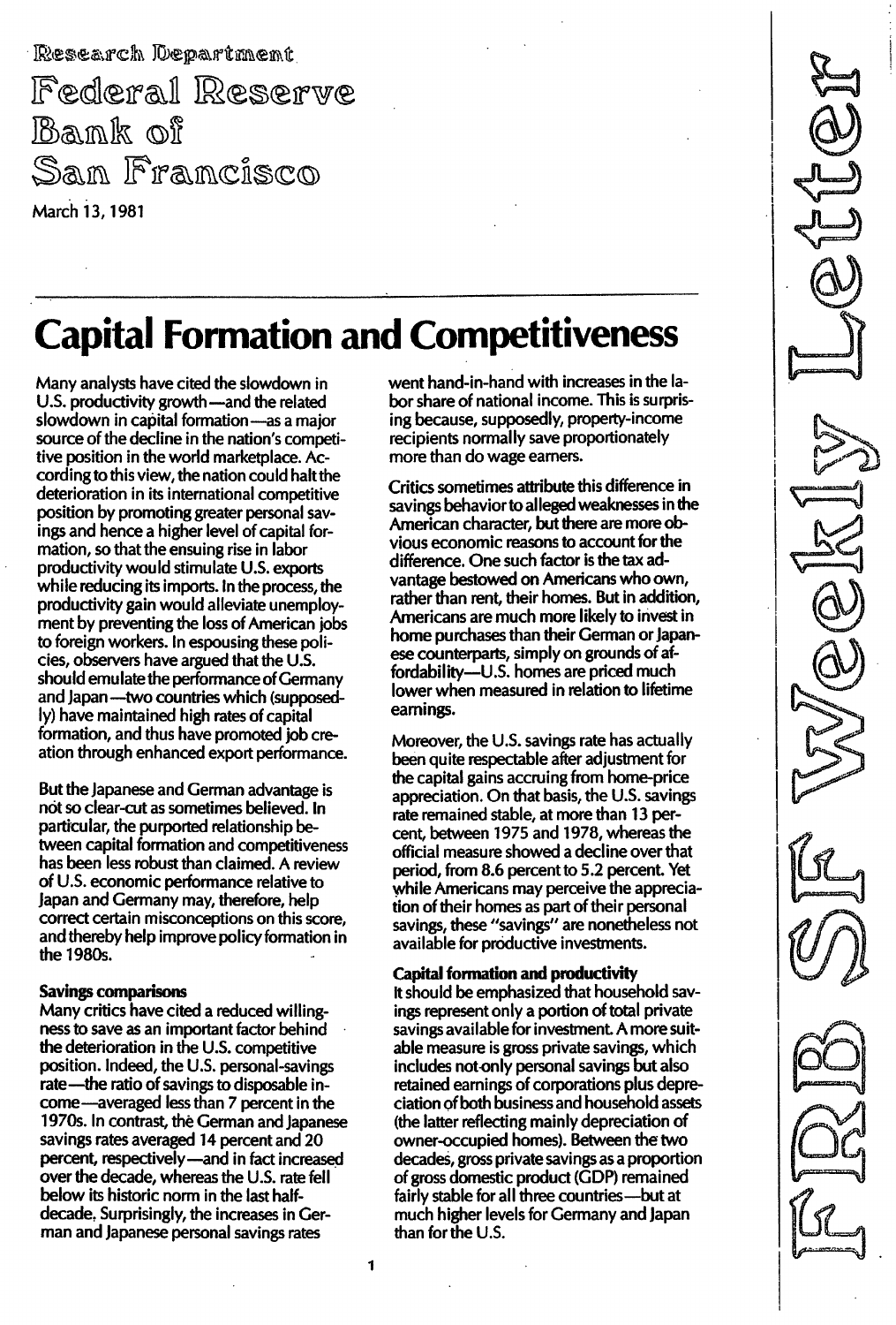Research Department

Federal Reserve Bank of San Francisco

March 13, 1981

FRB SF Weekly Letter

# Capital Formation and Competitiveness

Many analysts have cited the slowdown in U.S. productivity growth—and the related slowdown in capital formation—as a major source of the decline in the nation's competitive position in the world marketplace. According to this view, the nation could halt the deterioration in its international competitive position by promoting greater personal savings and hence a higher level of capital formation, so that the ensuing rise in labor productivity would stimulate U.S. exports while reducing its imports. In the process, the productivity gain would alleviate unemployment by preventing the loss of American jobs to foreign workers. In espousing these policies, observers have argued that the U.S. should emulate the performance of Germany and Japan—two countries which (supposedly) have maintained high rates of capital formation, and thus have promoted job creation through enhanced export performance.

But the Japanese and German advantage is not so clear-cut as sometimes believed. In particular, the purported relationship between capital formation and competitiveness has been less robust than claimed. A review of U.S. economic performance relative to Japan and Germany may, therefore, help correct certain misconceptions on this score, and thereby help improve policy formation in the 1980s.

**Savings comparisons**

Many critics have cited a reduced willingness to save as an important factor behind the deterioration in the U.S. competitive position. Indeed, the U.S. personal-savings rate—the ratio of savings to disposable income—averaged less than 7 percent in the 1970s. In contrast, the German and Japanese savings rates averaged 14 percent and 20 percent, respectively—and in fact increased over the decade, whereas the U.S. rate fell below its historic norm in the last half-decade. Surprisingly, the increases in German and Japanese personal savings rates went hand-in-hand with increases in the labor share of national income. This is surprising because, supposedly, property-income recipients normally save proportionately more than do wage earners.

Critics sometimes attribute this difference in savings behavior to alleged weaknesses in the American character, but there are more obvious economic reasons to account for the difference. One such factor is the tax advantage bestowed on Americans who own, rather than rent, their homes. But in addition, Americans are much more likely to invest in home purchases than their German or Japanese counterparts, simply on grounds of affordability—U.S. homes are priced much lower when measured in relation to lifetime earnings.

Moreover, the U.S. savings rate has actually been quite respectable after adjustment for the capital gains accruing from home-price appreciation. On that basis, the U.S. savings rate remained stable, at more than 13 percent, between 1975 and 1978, whereas the official measure showed a decline over that period, from 8.6 percent to 5.2 percent. Yet while Americans may perceive the appreciation of their homes as part of their personal savings, these "savings" are nonetheless not available for productive investments.

**Capital formation and productivity**

It should be emphasized that household savings represent only a portion of total private savings available for investment. A more suitable measure is gross private savings, which includes not only personal savings but also retained earnings of corporations plus depreciation of both business and household assets (the latter reflecting mainly depreciation of owner-occupied homes). Between the two decades, gross private savings as a proportion of gross domestic product (GDP) remained fairly stable for all three countries—but at much higher levels for Germany and Japan than for the U.S.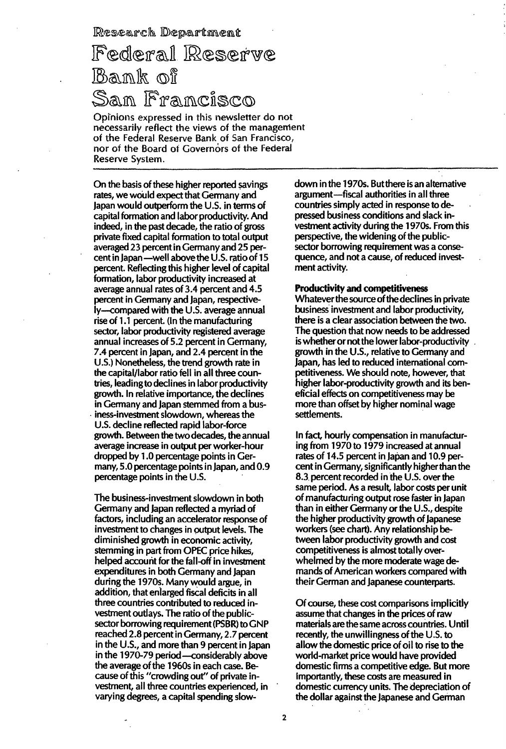Research Department

# Federal Reserve Bank of San Francisco

Opinions expressed in this newsletter do not necessarily reflect the views of the management of the Federal Reserve Bank of San Francisco, nor of the Board of Governors of the Federal Reserve System.

---

On the basis of these higher reported savings rates, we would expect that Germany and Japan would outperform the U.S. in terms of capital formation and labor productivity. And indeed, in the past decade, the ratio of gross private fixed capital formation to total output averaged 23 percent in Germany and 25 percent in Japan—well above the U.S. ratio of 15 percent. Reflecting this higher level of capital formation, labor productivity increased at average annual rates of 3.4 percent and 4.5 percent in Germany and Japan, respectively—compared with the U.S. average annual rise of 1.1 percent. (In the manufacturing sector, labor productivity registered average annual increases of 5.2 percent in Germany, 7.4 percent in Japan, and 2.4 percent in the U.S.) Nonetheless, the trend growth rate in the capital/labor ratio fell in all three countries, leading to declines in labor productivity growth. In relative importance, the declines in Germany and Japan stemmed from a business-investment slowdown, whereas the U.S. decline reflected rapid labor-force growth. Between the two decades, the annual average increase in output per worker-hour dropped by 1.0 percentage points in Germany, 5.0 percentage points in Japan, and 0.9 percentage points in the U.S.

The business-investment slowdown in both Germany and Japan reflected a myriad of factors, including an accelerator response of investment to changes in output levels. The diminished growth in economic activity, stemming in part from OPEC price hikes, helped account for the fall-off in investment expenditures in both Germany and Japan during the 1970s. Many would argue, in addition, that enlarged fiscal deficits in all three countries contributed to reduced investment outlays. The ratio of the public-sector borrowing requirement (PSBR) to GNP reached 2.8 percent in Germany, 2.7 percent in the U.S., and more than 9 percent in Japan in the 1970-79 period—considerably above the average of the 1960s in each case. Because of this "crowding out" of private investment, all three countries experienced, in varying degrees, a capital spending slowdown in the 1970s. But there is an alternative argument—fiscal authorities in all three countries simply acted in response to depressed business conditions and slack investment activity during the 1970s. From this perspective, the widening of the public-sector borrowing requirement was a consequence, and not a cause, of reduced investment activity.

**Productivity and competitiveness**

Whatever the source of the declines in private business investment and labor productivity, there is a clear association between the two. The question that now needs to be addressed is whether or not the lower labor-productivity growth in the U.S., relative to Germany and Japan, has led to reduced international competitiveness. We should note, however, that higher labor-productivity growth and its beneficial effects on competitiveness may be more than offset by higher nominal wage settlements.

In fact, hourly compensation in manufacturing from 1970 to 1979 increased at annual rates of 14.5 percent in Japan and 10.9 percent in Germany, significantly higher than the 8.3 percent recorded in the U.S. over the same period. As a result, labor costs per unit of manufacturing output rose faster in Japan than in either Germany or the U.S., despite the higher productivity growth of Japanese workers (see chart). Any relationship between labor productivity growth and cost competitiveness is almost totally overwhelmed by the more moderate wage demands of American workers compared with their German and Japanese counterparts.

Of course, these cost comparisons implicitly assume that changes in the prices of raw materials are the same across countries. Until recently, the unwillingness of the U.S. to allow the domestic price of oil to rise to the world-market price would have provided domestic firms a competitive edge. But more importantly, these costs are measured in domestic currency units. The depreciation of the dollar against the Japanese and German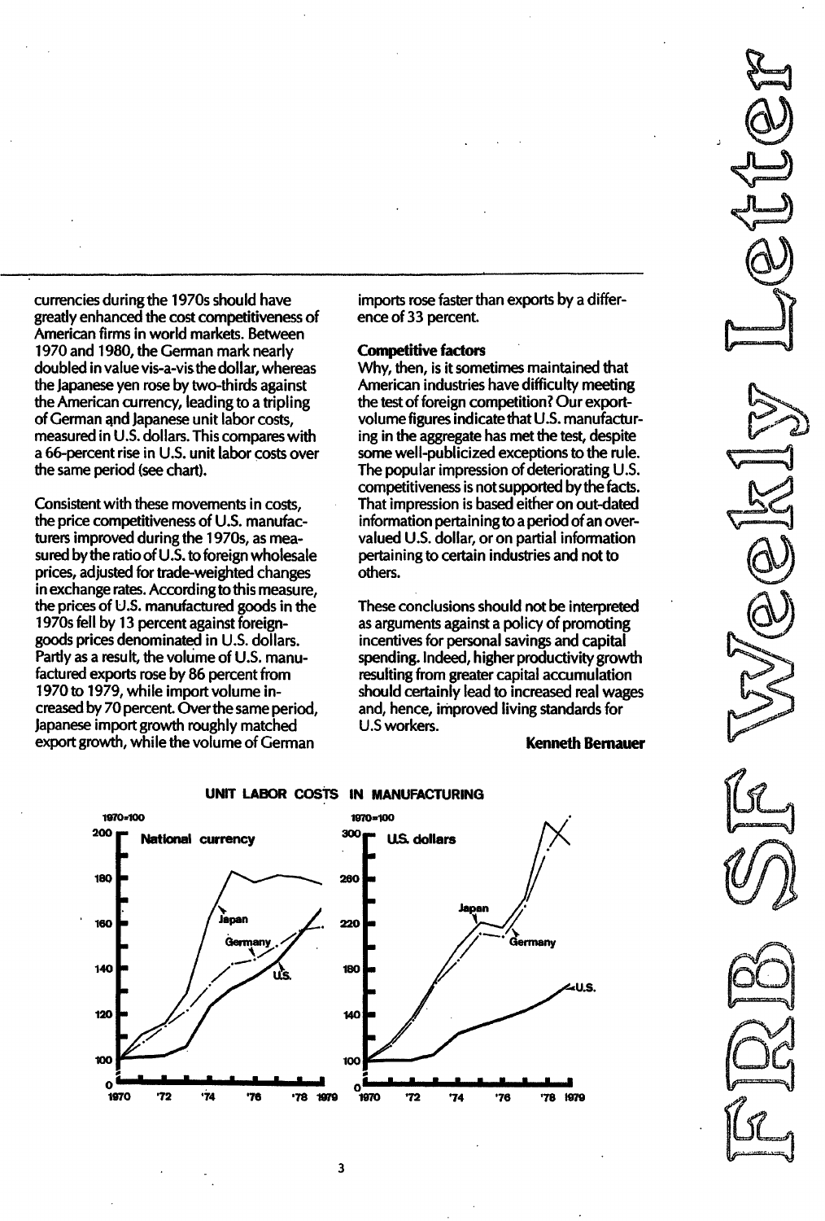currencies during the 1970s should have greatly enhanced the cost competitiveness of American firms in world markets. Between 1970 and 1980, the German mark nearly doubled in value vis-a-vis the dollar, whereas the Japanese yen rose by two-thirds against the American currency, leading to a tripling of German and Japanese unit labor costs, measured in U.S. dollars. This compares with a 66-percent rise in U.S. unit labor costs over the same period (see chart).

Consistent with these movements in costs, the price competitiveness of U.S. manufacturers improved during the 1970s, as measured by the ratio of U.S. to foreign wholesale prices, adjusted for trade-weighted changes in exchange rates. According to this measure, the prices of U.S. manufactured goods in the 1970s fell by 13 percent against foreign-goods prices denominated in U.S. dollars. Partly as a result, the volume of U.S. manufactured exports rose by 86 percent from 1970 to 1979, while import volume increased by 70 percent. Over the same period, Japanese import growth roughly matched export growth, while the volume of German imports rose faster than exports by a difference of 33 percent.

**Competitive factors**

Why, then, is it sometimes maintained that American industries have difficulty meeting the test of foreign competition? Our export-volume figures indicate that U.S. manufacturing in the aggregate has met the test, despite some well-publicized exceptions to the rule. The popular impression of deteriorating U.S. competitiveness is not supported by the facts. That impression is based either on out-dated information pertaining to a period of an overvalued U.S. dollar, or on partial information pertaining to certain industries and not to others.

These conclusions should not be interpreted as arguments against a policy of promoting incentives for personal savings and capital spending. Indeed, higher productivity growth resulting from greater capital accumulation should certainly lead to increased real wages and, hence, improved living standards for U.S workers.

**Kenneth Bernauer**

UNIT LABOR COSTS IN MANUFACTURING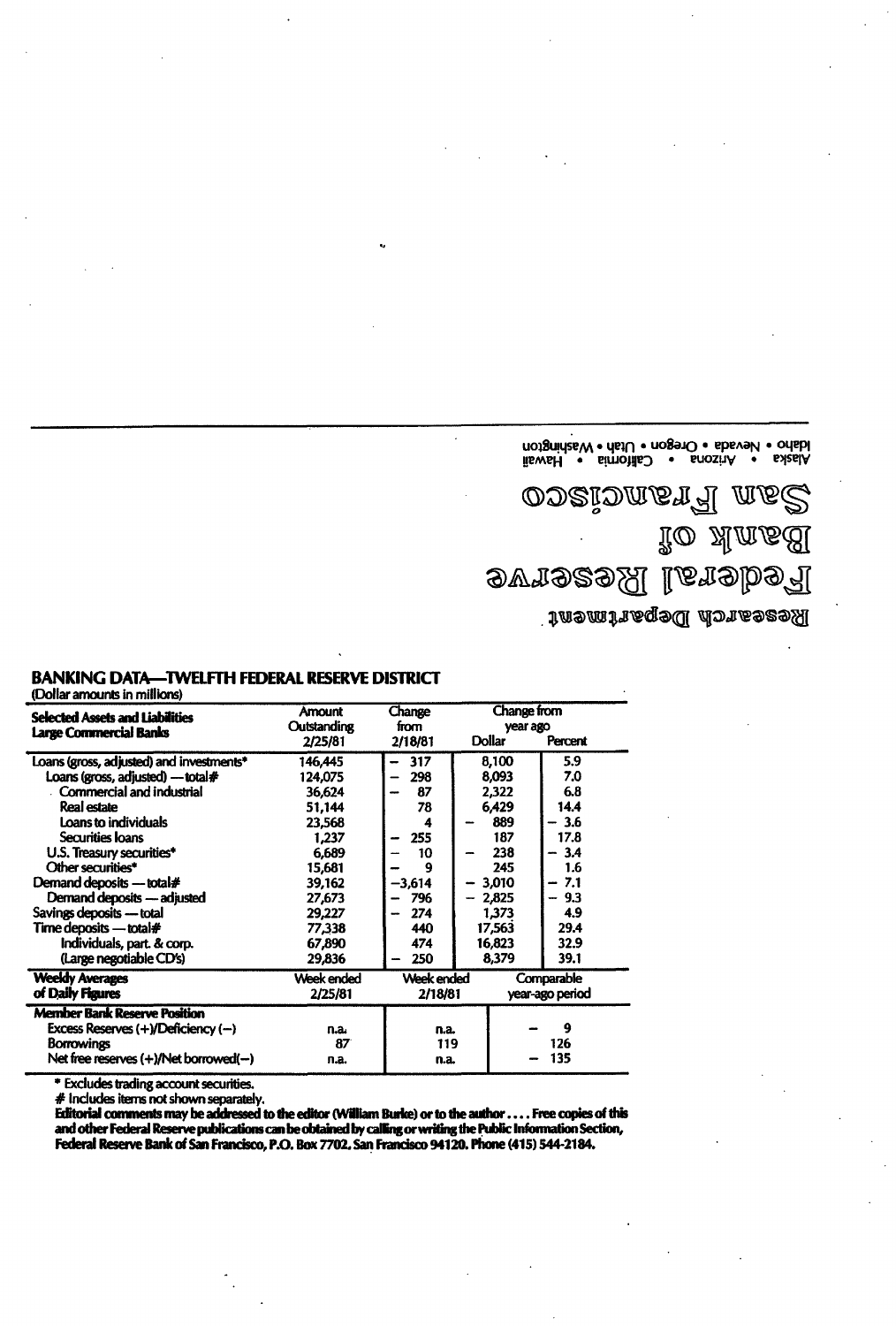Research Department

Federal Reserve

Bank of

San Francisco

Alaska • Arizona • California • Hawaii
Idaho • Nevada • Oregon • Utah • Washington

## BANKING DATA—TWELFTH FEDERAL RESERVE DISTRICT

(Dollar amounts in millions)

| Selected Assets and Liabilities Large Commercial Banks | Amount Outstanding 2/25/81 | Change from 2/18/81 | Change from year ago Dollar | Percent |
|---|---|---|---|---|
| Loans (gross, adjusted) and investments* | 146,445 | − 317 | 8,100 | 5.9 |
| Loans (gross, adjusted) — total# | 124,075 | − 298 | 8,093 | 7.0 |
| Commercial and industrial | 36,624 | − 87 | 2,322 | 6.8 |
| Real estate | 51,144 | 78 | 6,429 | 14.4 |
| Loans to individuals | 23,568 | 4 | − 889 | − 3.6 |
| Securities loans | 1,237 | − 255 | 187 | 17.8 |
| U.S. Treasury securities* | 6,689 | − 10 | − 238 | − 3.4 |
| Other securities* | 15,681 | − 9 | 245 | 1.6 |
| Demand deposits — total# | 39,162 | −3,614 | − 3,010 | − 7.1 |
| Demand deposits — adjusted | 27,673 | − 796 | − 2,825 | − 9.3 |
| Savings deposits — total | 29,227 | − 274 | 1,373 | 4.9 |
| Time deposits — total# | 77,338 | 440 | 17,563 | 29.4 |
| Individuals, part. & corp. | 67,890 | 474 | 16,823 | 32.9 |
| (Large negotiable CD's) | 29,836 | − 250 | 8,379 | 39.1 |

| Weekly Averages of Daily Figures | Week ended 2/25/81 | Week ended 2/18/81 | Comparable year-ago period |
|---|---|---|---|
| **Member Bank Reserve Position** | | | |
| Excess Reserves (+)/Deficiency (−) | n.a. | n.a. | − 9 |
| Borrowings | 87 | 119 | 126 |
| Net free reserves (+)/Net borrowed(−) | n.a. | n.a. | − 135 |

\* Excludes trading account securities.
\# Includes items not shown separately.

**Editorial comments may be addressed to the editor (William Burke) or to the author . . . . Free copies of this and other Federal Reserve publications can be obtained by calling or writing the Public Information Section, Federal Reserve Bank of San Francisco, P.O. Box 7702, San Francisco 94120. Phone (415) 544-2184.**